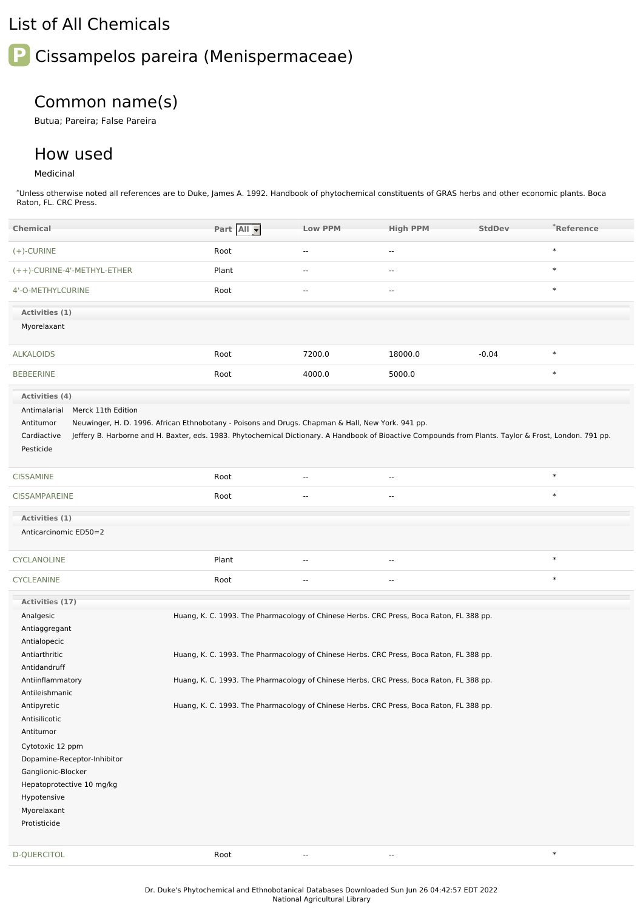# List of All Chemicals

## P Cissampelos pareira (Menispermaceae)

### Common name(s)

Butua; Pareira; False Pareira

### How used

Medicinal

*Unless otherwise noted all references are to Duke, James A. 1992. Handbook of phytochemical constituents of GRAS herbs and other economic plants. Boca Raton, FL. CRC Press.

| Chemical | Part | Low PPM | High PPM | StdDev | *Reference |
|---|---|---|---|---|---|
| (+)-CURINE | Root | -- | -- | | * |
| (++)-CURINE-4'-METHYL-ETHER | Plant | -- | -- | | * |
| 4'-O-METHYLCURINE | Root | -- | -- | | * |

**Activities (1)**

Myorelaxant

| Chemical | Part | Low PPM | High PPM | StdDev | *Reference |
|---|---|---|---|---|---|
| ALKALOIDS | Root | 7200.0 | 18000.0 | -0.04 | * |
| BEBEERINE | Root | 4000.0 | 5000.0 | | * |

**Activities (4)**

| Activity | Reference |
|---|---|
| Antimalarial | Merck 11th Edition |
| Antitumor | Neuwinger, H. D. 1996. African Ethnobotany - Poisons and Drugs. Chapman & Hall, New York. 941 pp. |
| Cardiactive | Jeffery B. Harborne and H. Baxter, eds. 1983. Phytochemical Dictionary. A Handbook of Bioactive Compounds from Plants. Taylor & Frost, London. 791 pp. |
| Pesticide | |

| Chemical | Part | Low PPM | High PPM | StdDev | *Reference |
|---|---|---|---|---|---|
| CISSAMINE | Root | -- | -- | | * |
| CISSAMPAREINE | Root | -- | -- | | * |

**Activities (1)**

Anticarcinomic ED50=2

| Chemical | Part | Low PPM | High PPM | StdDev | *Reference |
|---|---|---|---|---|---|
| CYCLANOLINE | Plant | -- | -- | | * |
| CYCLEANINE | Root | -- | -- | | * |

**Activities (17)**

| Activity | Reference |
|---|---|
| Analgesic | Huang, K. C. 1993. The Pharmacology of Chinese Herbs. CRC Press, Boca Raton, FL 388 pp. |
| Antiaggregant | |
| Antialopecic | |
| Antiarthritic | Huang, K. C. 1993. The Pharmacology of Chinese Herbs. CRC Press, Boca Raton, FL 388 pp. |
| Antidandruff | |
| Antiinflammatory | Huang, K. C. 1993. The Pharmacology of Chinese Herbs. CRC Press, Boca Raton, FL 388 pp. |
| Antileishmanic | |
| Antipyretic | Huang, K. C. 1993. The Pharmacology of Chinese Herbs. CRC Press, Boca Raton, FL 388 pp. |
| Antisilicotic | |
| Antitumor | |
| Cytotoxic 12 ppm | |
| Dopamine-Receptor-Inhibitor | |
| Ganglionic-Blocker | |
| Hepatoprotective 10 mg/kg | |
| Hypotensive | |
| Myorelaxant | |
| Protisticide | |

| Chemical | Part | Low PPM | High PPM | StdDev | *Reference |
|---|---|---|---|---|---|
| D-QUERCITOL | Root | -- | -- | | * |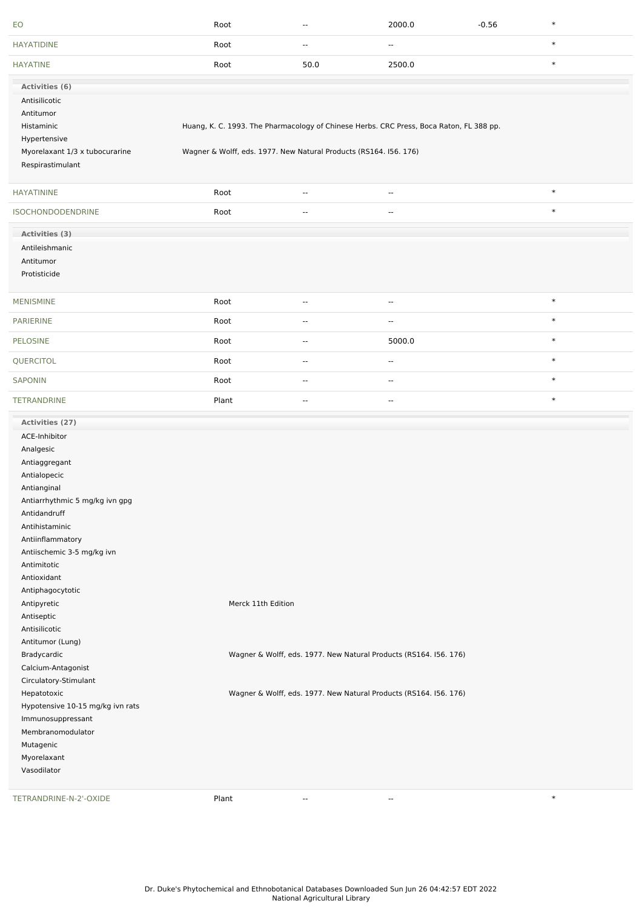| | | | | | |
|---|---|---|---|---|---|
| EO | Root | -- | 2000.0 | -0.56 | * |
| HAYATIDINE | Root | -- | -- | | * |
| HAYATINE | Root | 50.0 | 2500.0 | | * |

**Activities (6)**

- Antisilicotic
- Antitumor
- Histaminic — Huang, K. C. 1993. The Pharmacology of Chinese Herbs. CRC Press, Boca Raton, FL 388 pp.
- Hypertensive
- Myorelaxant 1/3 x tubocurarine — Wagner & Wolff, eds. 1977. New Natural Products (RS164. I56. 176)
- Respirastimulant

| | | | | | |
|---|---|---|---|---|---|
| HAYATININE | Root | -- | -- | | * |
| ISOCHONDODENDRINE | Root | -- | -- | | * |

**Activities (3)**

- Antileishmanic
- Antitumor
- Protisticide

| | | | | | |
|---|---|---|---|---|---|
| MENISMINE | Root | -- | -- | | * |
| PARIERINE | Root | -- | -- | | * |
| PELOSINE | Root | -- | 5000.0 | | * |
| QUERCITOL | Root | -- | -- | | * |
| SAPONIN | Root | -- | -- | | * |
| TETRANDRINE | Plant | -- | -- | | * |

**Activities (27)**

- ACE-Inhibitor
- Analgesic
- Antiaggregant
- Antialopecic
- Antianginal
- Antiarrhythmic 5 mg/kg ivn gpg
- Antidandruff
- Antihistaminic
- Antiinflammatory
- Antiischemic 3-5 mg/kg ivn
- Antimitotic
- Antioxidant
- Antiphagocytotic
- Antipyretic — Merck 11th Edition
- Antiseptic
- Antisilicotic
- Antitumor (Lung)
- Bradycardic — Wagner & Wolff, eds. 1977. New Natural Products (RS164. I56. 176)
- Calcium-Antagonist
- Circulatory-Stimulant
- Hepatotoxic — Wagner & Wolff, eds. 1977. New Natural Products (RS164. I56. 176)
- Hypotensive 10-15 mg/kg ivn rats
- Immunosuppressant
- Membranomodulator
- Mutagenic
- Myorelaxant
- Vasodilator

| | | | | | |
|---|---|---|---|---|---|
| TETRANDRINE-N-2'-OXIDE | Plant | -- | -- | | * |

Dr. Duke's Phytochemical and Ethnobotanical Databases Downloaded Sun Jun 26 04:42:57 EDT 2022
National Agricultural Library